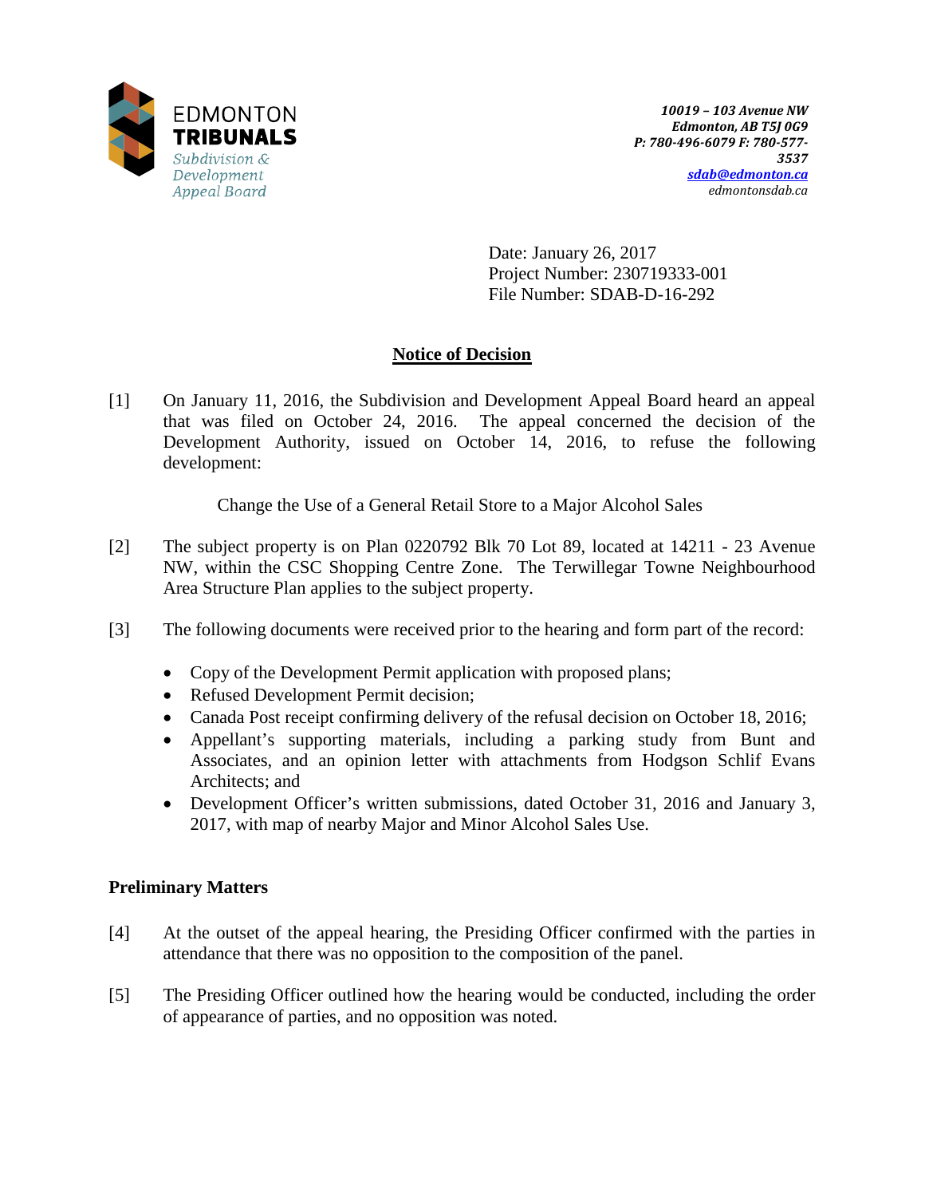EDMONTON
**TRIBUNALS**
*Subdivision & Development Appeal Board*

***10019 – 103 Avenue NW***
***Edmonton, AB T5J 0G9***
***P: 780-496-6079 F: 780-577-3537***
***sdab@edmonton.ca***
*edmontonsdab.ca*

Date: January 26, 2017
Project Number: 230719333-001
File Number: SDAB-D-16-292

## Notice of Decision

[1] On January 11, 2016, the Subdivision and Development Appeal Board heard an appeal that was filed on October 24, 2016. The appeal concerned the decision of the Development Authority, issued on October 14, 2016, to refuse the following development:

Change the Use of a General Retail Store to a Major Alcohol Sales

[2] The subject property is on Plan 0220792 Blk 70 Lot 89, located at 14211 - 23 Avenue NW, within the CSC Shopping Centre Zone. The Terwillegar Towne Neighbourhood Area Structure Plan applies to the subject property.

[3] The following documents were received prior to the hearing and form part of the record:

- Copy of the Development Permit application with proposed plans;
- Refused Development Permit decision;
- Canada Post receipt confirming delivery of the refusal decision on October 18, 2016;
- Appellant's supporting materials, including a parking study from Bunt and Associates, and an opinion letter with attachments from Hodgson Schlif Evans Architects; and
- Development Officer's written submissions, dated October 31, 2016 and January 3, 2017, with map of nearby Major and Minor Alcohol Sales Use.

### Preliminary Matters

[4] At the outset of the appeal hearing, the Presiding Officer confirmed with the parties in attendance that there was no opposition to the composition of the panel.

[5] The Presiding Officer outlined how the hearing would be conducted, including the order of appearance of parties, and no opposition was noted.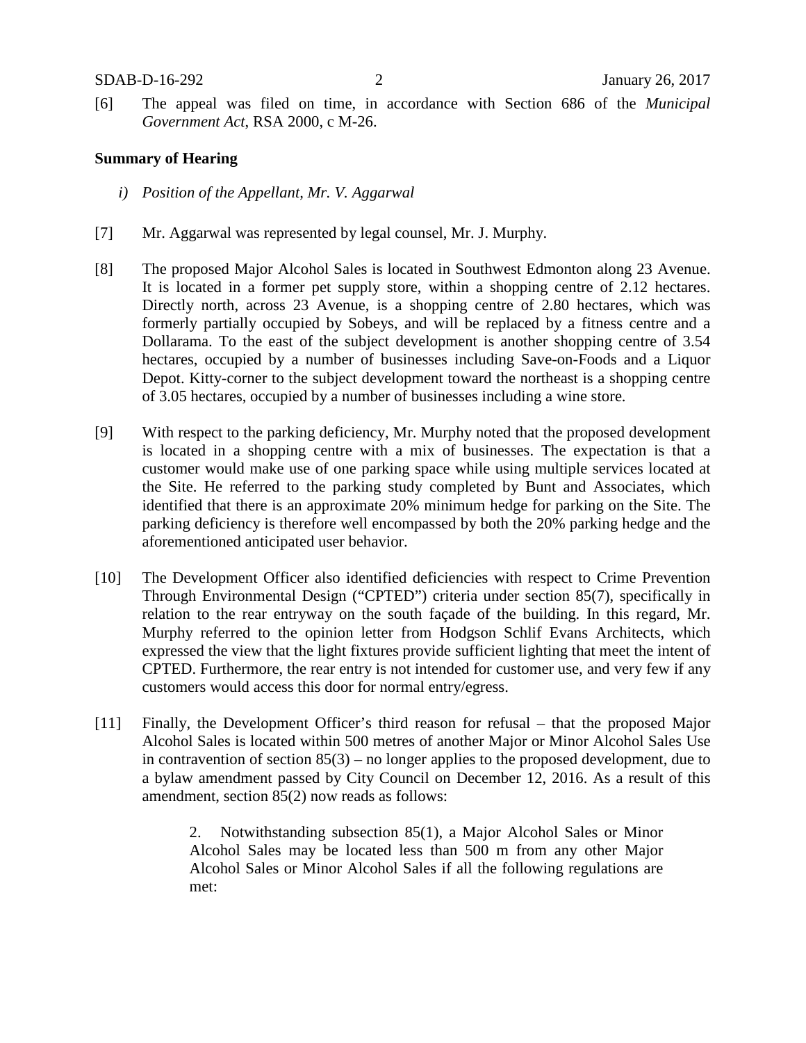[6] The appeal was filed on time, in accordance with Section 686 of the *Municipal Government Act*, RSA 2000, c M-26.

**Summary of Hearing**

*i) Position of the Appellant, Mr. V. Aggarwal*

[7] Mr. Aggarwal was represented by legal counsel, Mr. J. Murphy.

[8] The proposed Major Alcohol Sales is located in Southwest Edmonton along 23 Avenue. It is located in a former pet supply store, within a shopping centre of 2.12 hectares. Directly north, across 23 Avenue, is a shopping centre of 2.80 hectares, which was formerly partially occupied by Sobeys, and will be replaced by a fitness centre and a Dollarama. To the east of the subject development is another shopping centre of 3.54 hectares, occupied by a number of businesses including Save-on-Foods and a Liquor Depot. Kitty-corner to the subject development toward the northeast is a shopping centre of 3.05 hectares, occupied by a number of businesses including a wine store.

[9] With respect to the parking deficiency, Mr. Murphy noted that the proposed development is located in a shopping centre with a mix of businesses. The expectation is that a customer would make use of one parking space while using multiple services located at the Site. He referred to the parking study completed by Bunt and Associates, which identified that there is an approximate 20% minimum hedge for parking on the Site. The parking deficiency is therefore well encompassed by both the 20% parking hedge and the aforementioned anticipated user behavior.

[10] The Development Officer also identified deficiencies with respect to Crime Prevention Through Environmental Design ("CPTED") criteria under section 85(7), specifically in relation to the rear entryway on the south façade of the building. In this regard, Mr. Murphy referred to the opinion letter from Hodgson Schlif Evans Architects, which expressed the view that the light fixtures provide sufficient lighting that meet the intent of CPTED. Furthermore, the rear entry is not intended for customer use, and very few if any customers would access this door for normal entry/egress.

[11] Finally, the Development Officer's third reason for refusal – that the proposed Major Alcohol Sales is located within 500 metres of another Major or Minor Alcohol Sales Use in contravention of section 85(3) – no longer applies to the proposed development, due to a bylaw amendment passed by City Council on December 12, 2016. As a result of this amendment, section 85(2) now reads as follows:

> 2. Notwithstanding subsection 85(1), a Major Alcohol Sales or Minor Alcohol Sales may be located less than 500 m from any other Major Alcohol Sales or Minor Alcohol Sales if all the following regulations are met: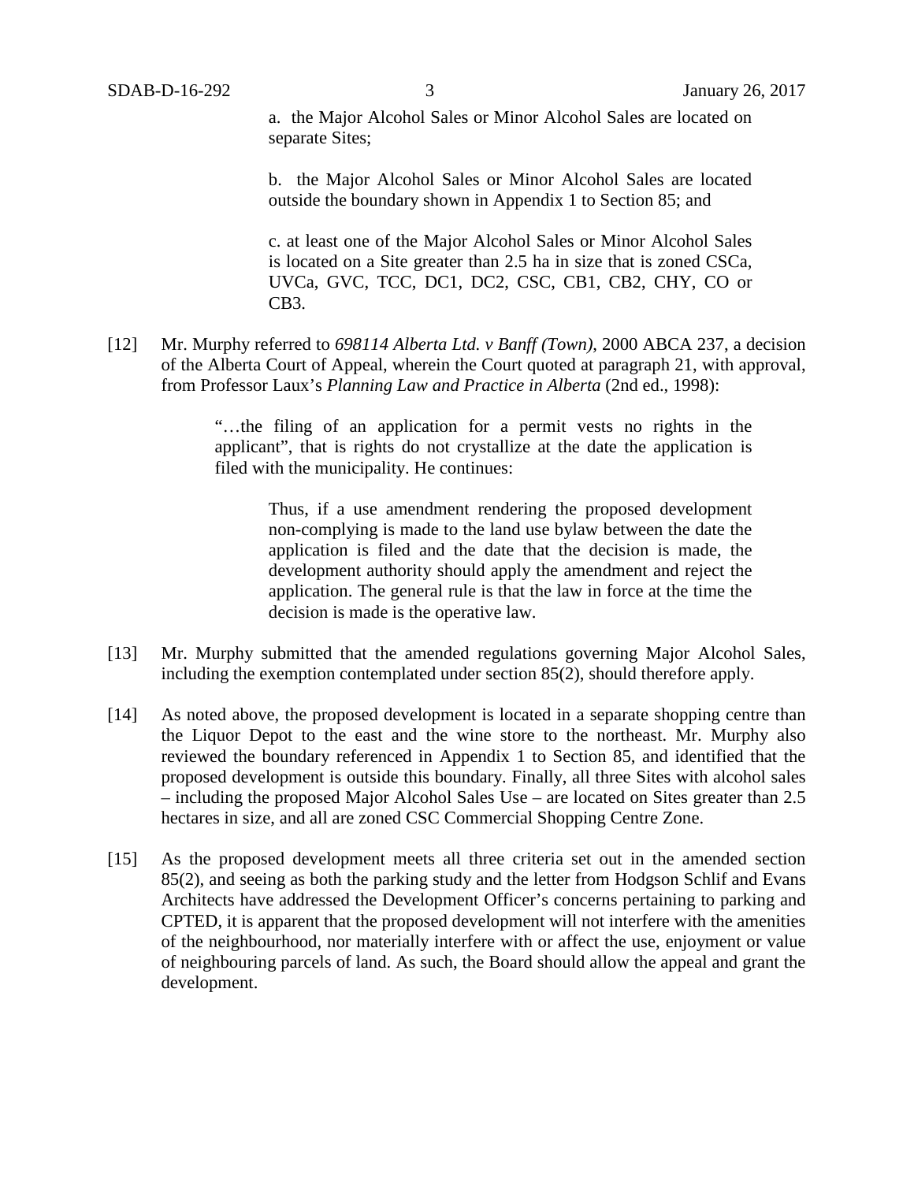a. the Major Alcohol Sales or Minor Alcohol Sales are located on separate Sites;

b. the Major Alcohol Sales or Minor Alcohol Sales are located outside the boundary shown in Appendix 1 to Section 85; and

c. at least one of the Major Alcohol Sales or Minor Alcohol Sales is located on a Site greater than 2.5 ha in size that is zoned CSCa, UVCa, GVC, TCC, DC1, DC2, CSC, CB1, CB2, CHY, CO or CB3.

[12] Mr. Murphy referred to *698114 Alberta Ltd. v Banff (Town)*, 2000 ABCA 237, a decision of the Alberta Court of Appeal, wherein the Court quoted at paragraph 21, with approval, from Professor Laux's *Planning Law and Practice in Alberta* (2nd ed., 1998):

> "…the filing of an application for a permit vests no rights in the applicant", that is rights do not crystallize at the date the application is filed with the municipality. He continues:
>
> > Thus, if a use amendment rendering the proposed development non-complying is made to the land use bylaw between the date the application is filed and the date that the decision is made, the development authority should apply the amendment and reject the application. The general rule is that the law in force at the time the decision is made is the operative law.

[13] Mr. Murphy submitted that the amended regulations governing Major Alcohol Sales, including the exemption contemplated under section 85(2), should therefore apply.

[14] As noted above, the proposed development is located in a separate shopping centre than the Liquor Depot to the east and the wine store to the northeast. Mr. Murphy also reviewed the boundary referenced in Appendix 1 to Section 85, and identified that the proposed development is outside this boundary. Finally, all three Sites with alcohol sales – including the proposed Major Alcohol Sales Use – are located on Sites greater than 2.5 hectares in size, and all are zoned CSC Commercial Shopping Centre Zone.

[15] As the proposed development meets all three criteria set out in the amended section 85(2), and seeing as both the parking study and the letter from Hodgson Schlif and Evans Architects have addressed the Development Officer's concerns pertaining to parking and CPTED, it is apparent that the proposed development will not interfere with the amenities of the neighbourhood, nor materially interfere with or affect the use, enjoyment or value of neighbouring parcels of land. As such, the Board should allow the appeal and grant the development.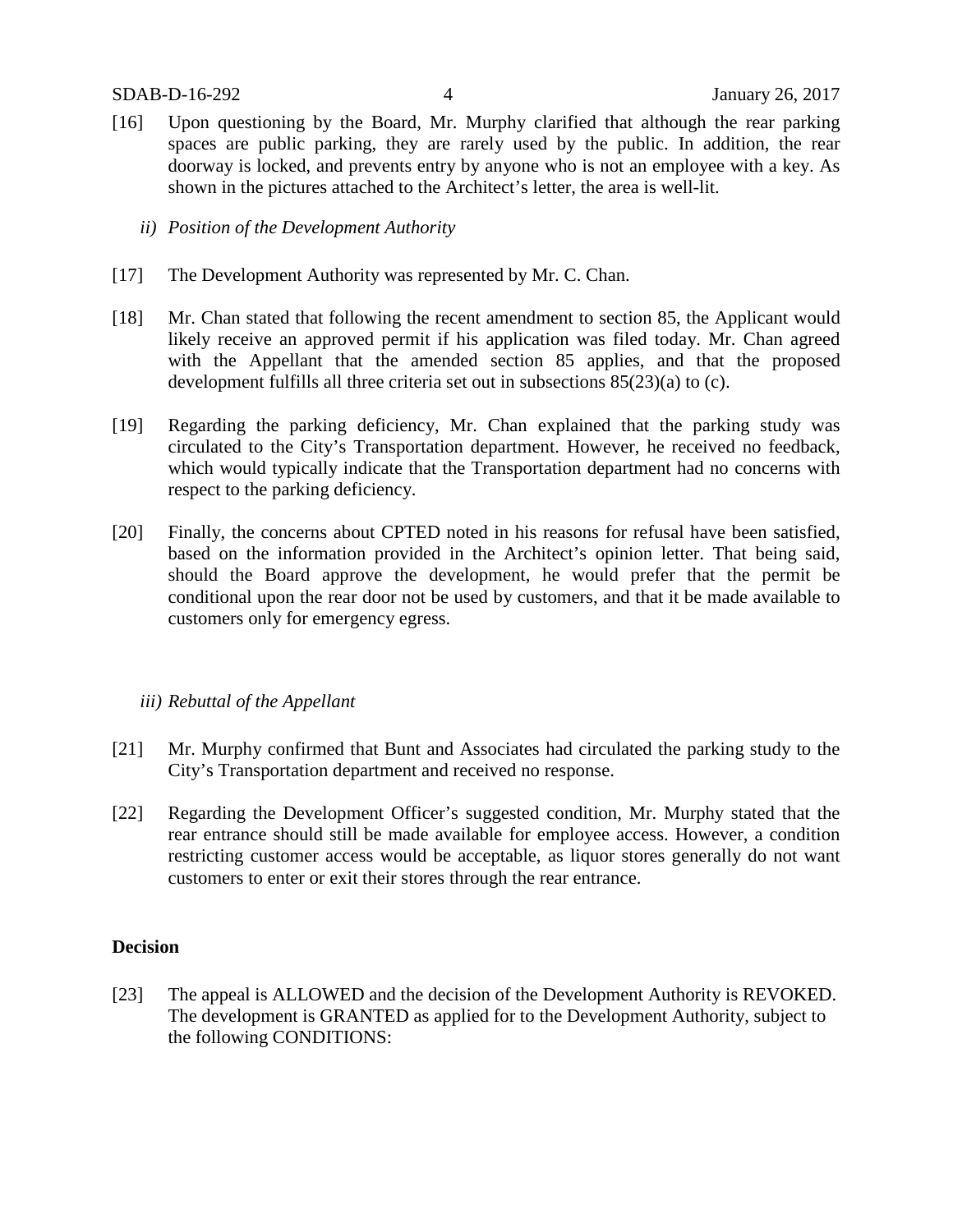[16] Upon questioning by the Board, Mr. Murphy clarified that although the rear parking spaces are public parking, they are rarely used by the public. In addition, the rear doorway is locked, and prevents entry by anyone who is not an employee with a key. As shown in the pictures attached to the Architect's letter, the area is well-lit.

*ii) Position of the Development Authority*

[17] The Development Authority was represented by Mr. C. Chan.

[18] Mr. Chan stated that following the recent amendment to section 85, the Applicant would likely receive an approved permit if his application was filed today. Mr. Chan agreed with the Appellant that the amended section 85 applies, and that the proposed development fulfills all three criteria set out in subsections 85(23)(a) to (c).

[19] Regarding the parking deficiency, Mr. Chan explained that the parking study was circulated to the City's Transportation department. However, he received no feedback, which would typically indicate that the Transportation department had no concerns with respect to the parking deficiency.

[20] Finally, the concerns about CPTED noted in his reasons for refusal have been satisfied, based on the information provided in the Architect's opinion letter. That being said, should the Board approve the development, he would prefer that the permit be conditional upon the rear door not be used by customers, and that it be made available to customers only for emergency egress.

*iii) Rebuttal of the Appellant*

[21] Mr. Murphy confirmed that Bunt and Associates had circulated the parking study to the City's Transportation department and received no response.

[22] Regarding the Development Officer's suggested condition, Mr. Murphy stated that the rear entrance should still be made available for employee access. However, a condition restricting customer access would be acceptable, as liquor stores generally do not want customers to enter or exit their stores through the rear entrance.

## Decision

[23] The appeal is ALLOWED and the decision of the Development Authority is REVOKED. The development is GRANTED as applied for to the Development Authority, subject to the following CONDITIONS: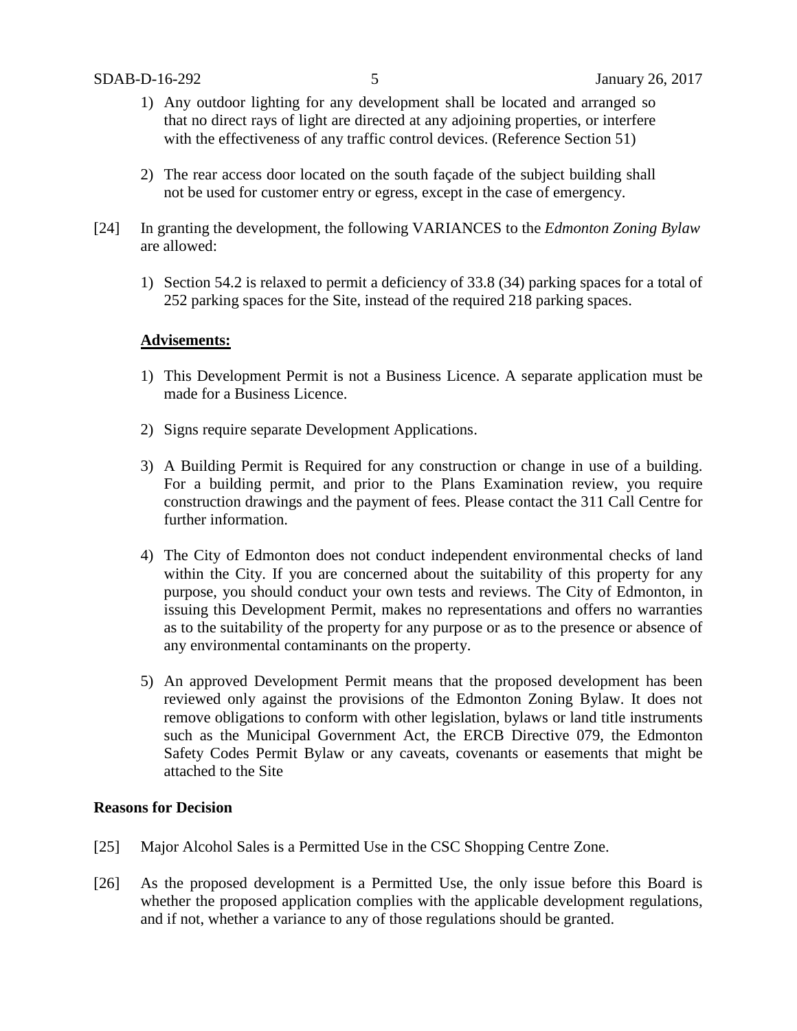1) Any outdoor lighting for any development shall be located and arranged so that no direct rays of light are directed at any adjoining properties, or interfere with the effectiveness of any traffic control devices. (Reference Section 51)

2) The rear access door located on the south façade of the subject building shall not be used for customer entry or egress, except in the case of emergency.

[24] In granting the development, the following VARIANCES to the *Edmonton Zoning Bylaw* are allowed:

1) Section 54.2 is relaxed to permit a deficiency of 33.8 (34) parking spaces for a total of 252 parking spaces for the Site, instead of the required 218 parking spaces.

**Advisements:**

1) This Development Permit is not a Business Licence. A separate application must be made for a Business Licence.

2) Signs require separate Development Applications.

3) A Building Permit is Required for any construction or change in use of a building. For a building permit, and prior to the Plans Examination review, you require construction drawings and the payment of fees. Please contact the 311 Call Centre for further information.

4) The City of Edmonton does not conduct independent environmental checks of land within the City. If you are concerned about the suitability of this property for any purpose, you should conduct your own tests and reviews. The City of Edmonton, in issuing this Development Permit, makes no representations and offers no warranties as to the suitability of the property for any purpose or as to the presence or absence of any environmental contaminants on the property.

5) An approved Development Permit means that the proposed development has been reviewed only against the provisions of the Edmonton Zoning Bylaw. It does not remove obligations to conform with other legislation, bylaws or land title instruments such as the Municipal Government Act, the ERCB Directive 079, the Edmonton Safety Codes Permit Bylaw or any caveats, covenants or easements that might be attached to the Site

**Reasons for Decision**

[25] Major Alcohol Sales is a Permitted Use in the CSC Shopping Centre Zone.

[26] As the proposed development is a Permitted Use, the only issue before this Board is whether the proposed application complies with the applicable development regulations, and if not, whether a variance to any of those regulations should be granted.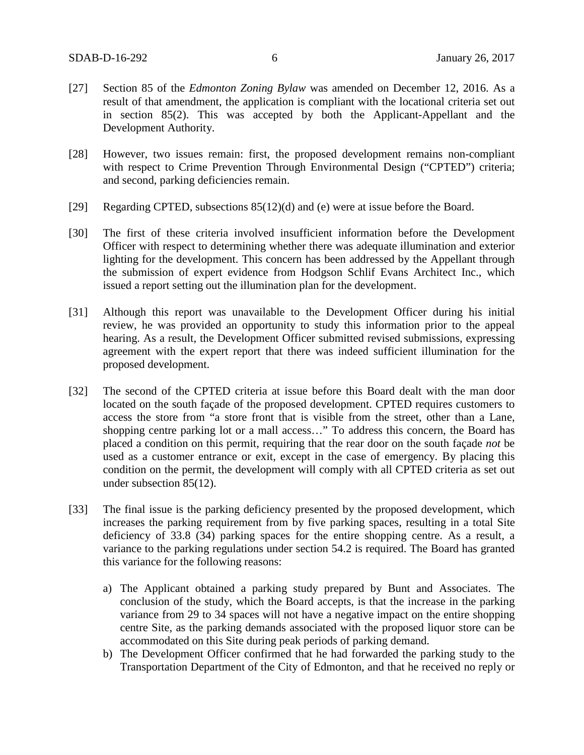[27] Section 85 of the *Edmonton Zoning Bylaw* was amended on December 12, 2016. As a result of that amendment, the application is compliant with the locational criteria set out in section 85(2). This was accepted by both the Applicant-Appellant and the Development Authority.

[28] However, two issues remain: first, the proposed development remains non-compliant with respect to Crime Prevention Through Environmental Design ("CPTED") criteria; and second, parking deficiencies remain.

[29] Regarding CPTED, subsections 85(12)(d) and (e) were at issue before the Board.

[30] The first of these criteria involved insufficient information before the Development Officer with respect to determining whether there was adequate illumination and exterior lighting for the development. This concern has been addressed by the Appellant through the submission of expert evidence from Hodgson Schlif Evans Architect Inc., which issued a report setting out the illumination plan for the development.

[31] Although this report was unavailable to the Development Officer during his initial review, he was provided an opportunity to study this information prior to the appeal hearing. As a result, the Development Officer submitted revised submissions, expressing agreement with the expert report that there was indeed sufficient illumination for the proposed development.

[32] The second of the CPTED criteria at issue before this Board dealt with the man door located on the south façade of the proposed development. CPTED requires customers to access the store from "a store front that is visible from the street, other than a Lane, shopping centre parking lot or a mall access…" To address this concern, the Board has placed a condition on this permit, requiring that the rear door on the south façade *not* be used as a customer entrance or exit, except in the case of emergency. By placing this condition on the permit, the development will comply with all CPTED criteria as set out under subsection 85(12).

[33] The final issue is the parking deficiency presented by the proposed development, which increases the parking requirement from by five parking spaces, resulting in a total Site deficiency of 33.8 (34) parking spaces for the entire shopping centre. As a result, a variance to the parking regulations under section 54.2 is required. The Board has granted this variance for the following reasons:

a) The Applicant obtained a parking study prepared by Bunt and Associates. The conclusion of the study, which the Board accepts, is that the increase in the parking variance from 29 to 34 spaces will not have a negative impact on the entire shopping centre Site, as the parking demands associated with the proposed liquor store can be accommodated on this Site during peak periods of parking demand.

b) The Development Officer confirmed that he had forwarded the parking study to the Transportation Department of the City of Edmonton, and that he received no reply or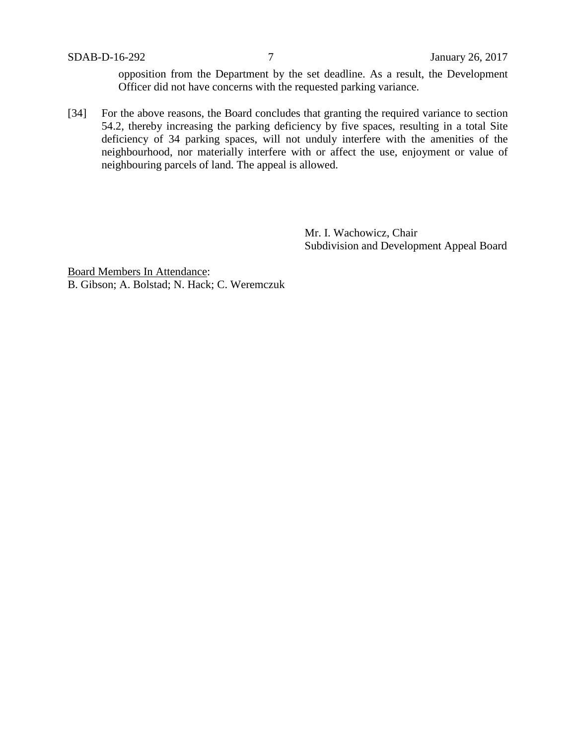opposition from the Department by the set deadline. As a result, the Development Officer did not have concerns with the requested parking variance.

[34] For the above reasons, the Board concludes that granting the required variance to section 54.2, thereby increasing the parking deficiency by five spaces, resulting in a total Site deficiency of 34 parking spaces, will not unduly interfere with the amenities of the neighbourhood, nor materially interfere with or affect the use, enjoyment or value of neighbouring parcels of land. The appeal is allowed.

Mr. I. Wachowicz, Chair
Subdivision and Development Appeal Board

<u>Board Members In Attendance</u>:
B. Gibson; A. Bolstad; N. Hack; C. Weremczuk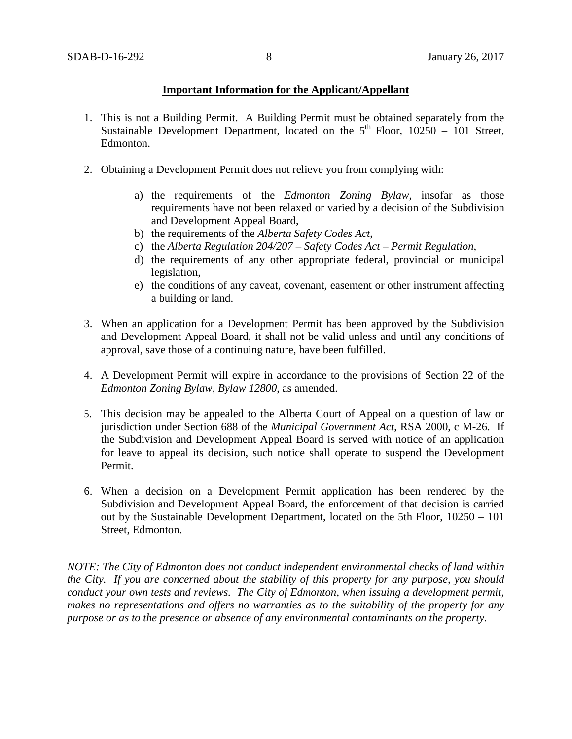**Important Information for the Applicant/Appellant**

1. This is not a Building Permit. A Building Permit must be obtained separately from the Sustainable Development Department, located on the 5th Floor, 10250 – 101 Street, Edmonton.

2. Obtaining a Development Permit does not relieve you from complying with:

   a) the requirements of the *Edmonton Zoning Bylaw*, insofar as those requirements have not been relaxed or varied by a decision of the Subdivision and Development Appeal Board,
   b) the requirements of the *Alberta Safety Codes Act*,
   c) the *Alberta Regulation 204/207 – Safety Codes Act – Permit Regulation*,
   d) the requirements of any other appropriate federal, provincial or municipal legislation,
   e) the conditions of any caveat, covenant, easement or other instrument affecting a building or land.

3. When an application for a Development Permit has been approved by the Subdivision and Development Appeal Board, it shall not be valid unless and until any conditions of approval, save those of a continuing nature, have been fulfilled.

4. A Development Permit will expire in accordance to the provisions of Section 22 of the *Edmonton Zoning Bylaw, Bylaw 12800*, as amended.

5. This decision may be appealed to the Alberta Court of Appeal on a question of law or jurisdiction under Section 688 of the *Municipal Government Act*, RSA 2000, c M-26. If the Subdivision and Development Appeal Board is served with notice of an application for leave to appeal its decision, such notice shall operate to suspend the Development Permit.

6. When a decision on a Development Permit application has been rendered by the Subdivision and Development Appeal Board, the enforcement of that decision is carried out by the Sustainable Development Department, located on the 5th Floor, 10250 – 101 Street, Edmonton.

*NOTE: The City of Edmonton does not conduct independent environmental checks of land within the City. If you are concerned about the stability of this property for any purpose, you should conduct your own tests and reviews. The City of Edmonton, when issuing a development permit, makes no representations and offers no warranties as to the suitability of the property for any purpose or as to the presence or absence of any environmental contaminants on the property.*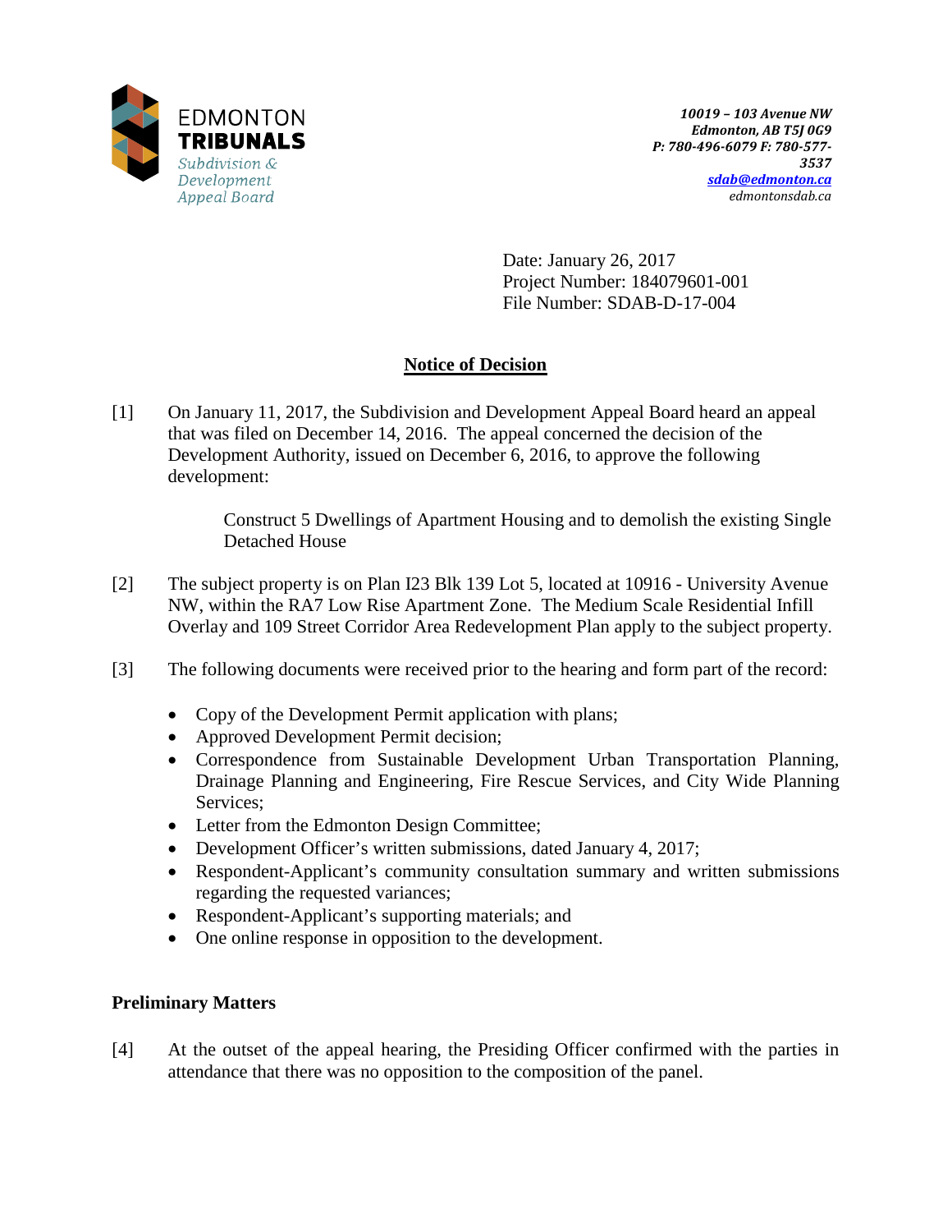EDMONTON **TRIBUNALS**
*Subdivision & Development Appeal Board*

***10019 – 103 Avenue NW***
***Edmonton, AB T5J 0G9***
***P: 780-496-6079 F: 780-577-3537***
***sdab@edmonton.ca***
*edmontonsdab.ca*

Date: January 26, 2017
Project Number: 184079601-001
File Number: SDAB-D-17-004

## Notice of Decision

[1] On January 11, 2017, the Subdivision and Development Appeal Board heard an appeal that was filed on December 14, 2016. The appeal concerned the decision of the Development Authority, issued on December 6, 2016, to approve the following development:

> Construct 5 Dwellings of Apartment Housing and to demolish the existing Single Detached House

[2] The subject property is on Plan I23 Blk 139 Lot 5, located at 10916 - University Avenue NW, within the RA7 Low Rise Apartment Zone. The Medium Scale Residential Infill Overlay and 109 Street Corridor Area Redevelopment Plan apply to the subject property.

[3] The following documents were received prior to the hearing and form part of the record:

- Copy of the Development Permit application with plans;
- Approved Development Permit decision;
- Correspondence from Sustainable Development Urban Transportation Planning, Drainage Planning and Engineering, Fire Rescue Services, and City Wide Planning Services;
- Letter from the Edmonton Design Committee;
- Development Officer's written submissions, dated January 4, 2017;
- Respondent-Applicant's community consultation summary and written submissions regarding the requested variances;
- Respondent-Applicant's supporting materials; and
- One online response in opposition to the development.

### Preliminary Matters

[4] At the outset of the appeal hearing, the Presiding Officer confirmed with the parties in attendance that there was no opposition to the composition of the panel.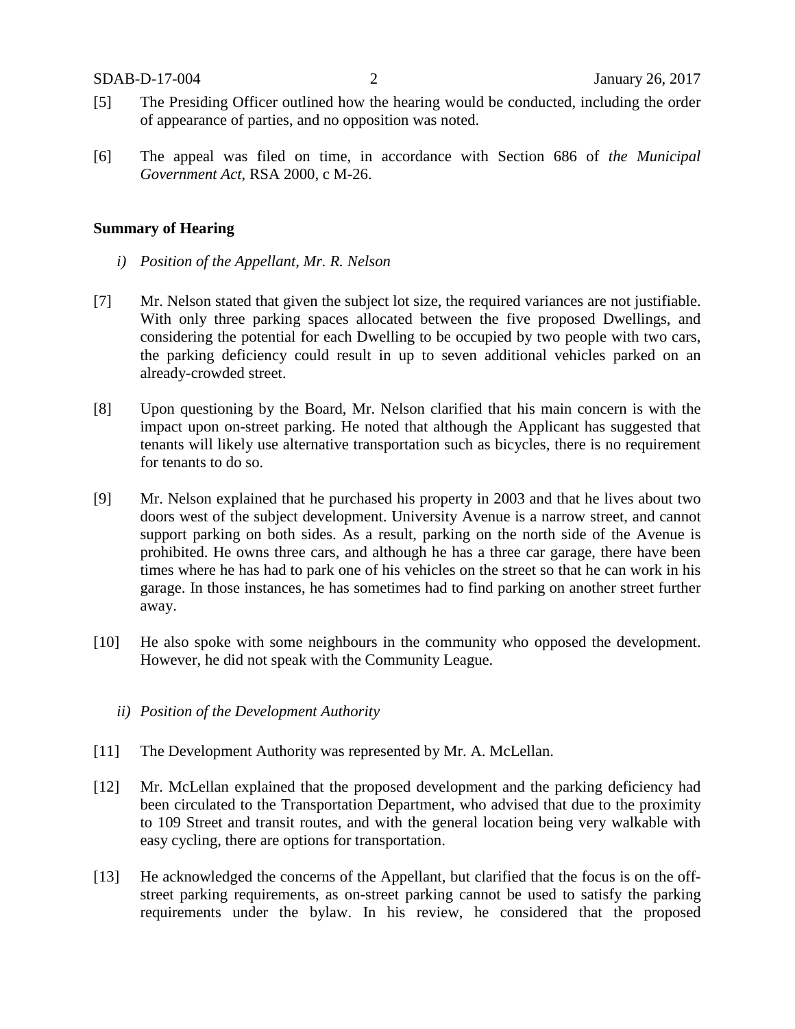[5] The Presiding Officer outlined how the hearing would be conducted, including the order of appearance of parties, and no opposition was noted.

[6] The appeal was filed on time, in accordance with Section 686 of *the Municipal Government Act*, RSA 2000, c M-26.

**Summary of Hearing**

*i) Position of the Appellant, Mr. R. Nelson*

[7] Mr. Nelson stated that given the subject lot size, the required variances are not justifiable. With only three parking spaces allocated between the five proposed Dwellings, and considering the potential for each Dwelling to be occupied by two people with two cars, the parking deficiency could result in up to seven additional vehicles parked on an already-crowded street.

[8] Upon questioning by the Board, Mr. Nelson clarified that his main concern is with the impact upon on-street parking. He noted that although the Applicant has suggested that tenants will likely use alternative transportation such as bicycles, there is no requirement for tenants to do so.

[9] Mr. Nelson explained that he purchased his property in 2003 and that he lives about two doors west of the subject development. University Avenue is a narrow street, and cannot support parking on both sides. As a result, parking on the north side of the Avenue is prohibited. He owns three cars, and although he has a three car garage, there have been times where he has had to park one of his vehicles on the street so that he can work in his garage. In those instances, he has sometimes had to find parking on another street further away.

[10] He also spoke with some neighbours in the community who opposed the development. However, he did not speak with the Community League.

*ii) Position of the Development Authority*

[11] The Development Authority was represented by Mr. A. McLellan.

[12] Mr. McLellan explained that the proposed development and the parking deficiency had been circulated to the Transportation Department, who advised that due to the proximity to 109 Street and transit routes, and with the general location being very walkable with easy cycling, there are options for transportation.

[13] He acknowledged the concerns of the Appellant, but clarified that the focus is on the off-street parking requirements, as on-street parking cannot be used to satisfy the parking requirements under the bylaw. In his review, he considered that the proposed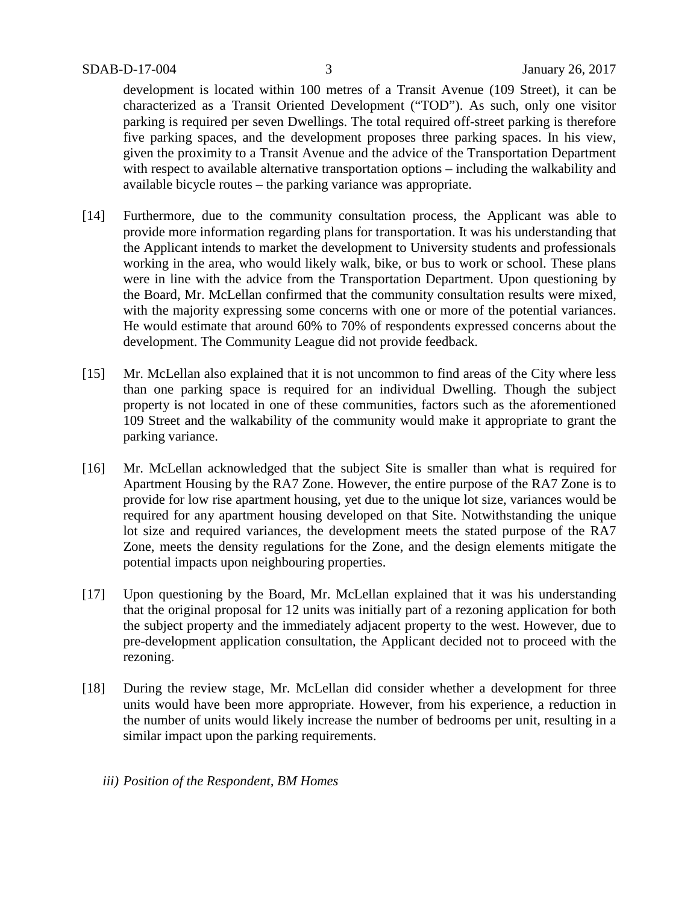development is located within 100 metres of a Transit Avenue (109 Street), it can be characterized as a Transit Oriented Development ("TOD"). As such, only one visitor parking is required per seven Dwellings. The total required off-street parking is therefore five parking spaces, and the development proposes three parking spaces. In his view, given the proximity to a Transit Avenue and the advice of the Transportation Department with respect to available alternative transportation options – including the walkability and available bicycle routes – the parking variance was appropriate.

[14] Furthermore, due to the community consultation process, the Applicant was able to provide more information regarding plans for transportation. It was his understanding that the Applicant intends to market the development to University students and professionals working in the area, who would likely walk, bike, or bus to work or school. These plans were in line with the advice from the Transportation Department. Upon questioning by the Board, Mr. McLellan confirmed that the community consultation results were mixed, with the majority expressing some concerns with one or more of the potential variances. He would estimate that around 60% to 70% of respondents expressed concerns about the development. The Community League did not provide feedback.

[15] Mr. McLellan also explained that it is not uncommon to find areas of the City where less than one parking space is required for an individual Dwelling. Though the subject property is not located in one of these communities, factors such as the aforementioned 109 Street and the walkability of the community would make it appropriate to grant the parking variance.

[16] Mr. McLellan acknowledged that the subject Site is smaller than what is required for Apartment Housing by the RA7 Zone. However, the entire purpose of the RA7 Zone is to provide for low rise apartment housing, yet due to the unique lot size, variances would be required for any apartment housing developed on that Site. Notwithstanding the unique lot size and required variances, the development meets the stated purpose of the RA7 Zone, meets the density regulations for the Zone, and the design elements mitigate the potential impacts upon neighbouring properties.

[17] Upon questioning by the Board, Mr. McLellan explained that it was his understanding that the original proposal for 12 units was initially part of a rezoning application for both the subject property and the immediately adjacent property to the west. However, due to pre-development application consultation, the Applicant decided not to proceed with the rezoning.

[18] During the review stage, Mr. McLellan did consider whether a development for three units would have been more appropriate. However, from his experience, a reduction in the number of units would likely increase the number of bedrooms per unit, resulting in a similar impact upon the parking requirements.

*iii) Position of the Respondent, BM Homes*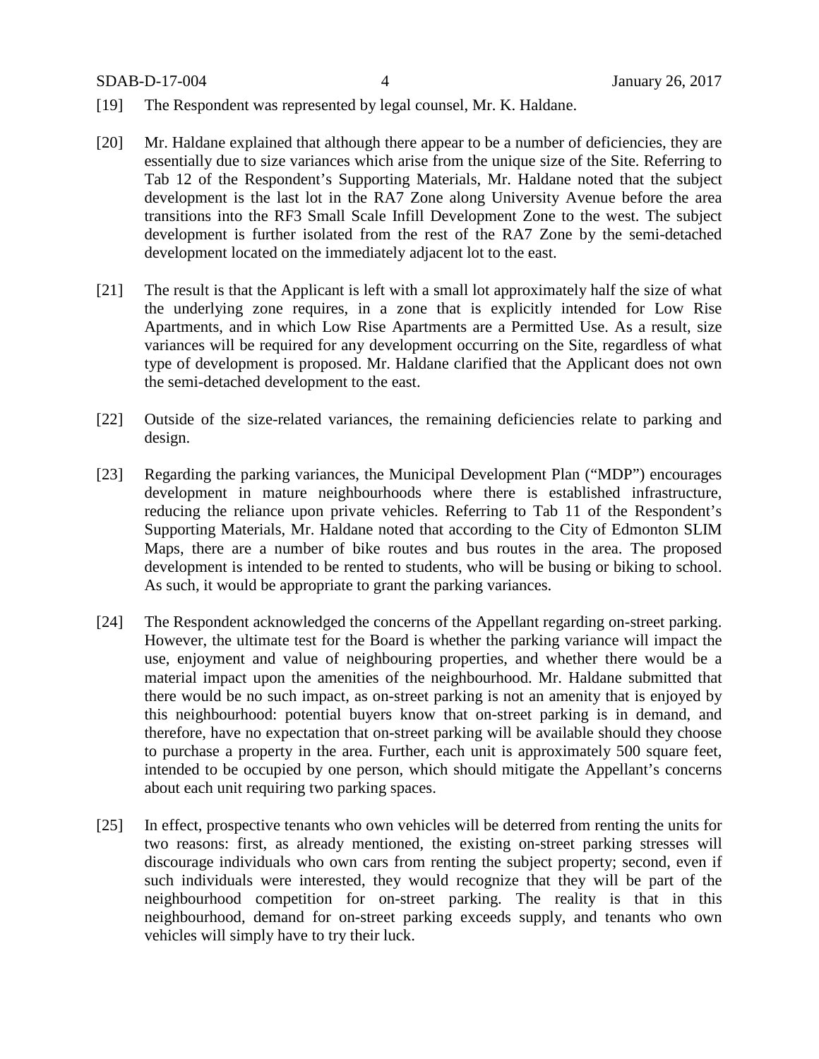[19] The Respondent was represented by legal counsel, Mr. K. Haldane.

[20] Mr. Haldane explained that although there appear to be a number of deficiencies, they are essentially due to size variances which arise from the unique size of the Site. Referring to Tab 12 of the Respondent's Supporting Materials, Mr. Haldane noted that the subject development is the last lot in the RA7 Zone along University Avenue before the area transitions into the RF3 Small Scale Infill Development Zone to the west. The subject development is further isolated from the rest of the RA7 Zone by the semi-detached development located on the immediately adjacent lot to the east.

[21] The result is that the Applicant is left with a small lot approximately half the size of what the underlying zone requires, in a zone that is explicitly intended for Low Rise Apartments, and in which Low Rise Apartments are a Permitted Use. As a result, size variances will be required for any development occurring on the Site, regardless of what type of development is proposed. Mr. Haldane clarified that the Applicant does not own the semi-detached development to the east.

[22] Outside of the size-related variances, the remaining deficiencies relate to parking and design.

[23] Regarding the parking variances, the Municipal Development Plan ("MDP") encourages development in mature neighbourhoods where there is established infrastructure, reducing the reliance upon private vehicles. Referring to Tab 11 of the Respondent's Supporting Materials, Mr. Haldane noted that according to the City of Edmonton SLIM Maps, there are a number of bike routes and bus routes in the area. The proposed development is intended to be rented to students, who will be busing or biking to school. As such, it would be appropriate to grant the parking variances.

[24] The Respondent acknowledged the concerns of the Appellant regarding on-street parking. However, the ultimate test for the Board is whether the parking variance will impact the use, enjoyment and value of neighbouring properties, and whether there would be a material impact upon the amenities of the neighbourhood. Mr. Haldane submitted that there would be no such impact, as on-street parking is not an amenity that is enjoyed by this neighbourhood: potential buyers know that on-street parking is in demand, and therefore, have no expectation that on-street parking will be available should they choose to purchase a property in the area. Further, each unit is approximately 500 square feet, intended to be occupied by one person, which should mitigate the Appellant's concerns about each unit requiring two parking spaces.

[25] In effect, prospective tenants who own vehicles will be deterred from renting the units for two reasons: first, as already mentioned, the existing on-street parking stresses will discourage individuals who own cars from renting the subject property; second, even if such individuals were interested, they would recognize that they will be part of the neighbourhood competition for on-street parking. The reality is that in this neighbourhood, demand for on-street parking exceeds supply, and tenants who own vehicles will simply have to try their luck.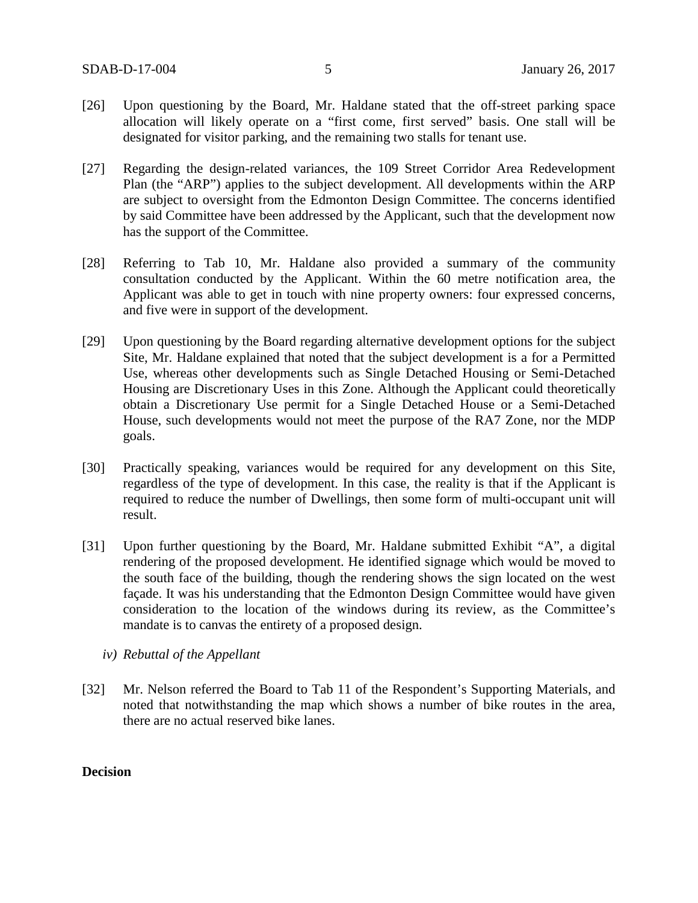[26] Upon questioning by the Board, Mr. Haldane stated that the off-street parking space allocation will likely operate on a "first come, first served" basis. One stall will be designated for visitor parking, and the remaining two stalls for tenant use.

[27] Regarding the design-related variances, the 109 Street Corridor Area Redevelopment Plan (the "ARP") applies to the subject development. All developments within the ARP are subject to oversight from the Edmonton Design Committee. The concerns identified by said Committee have been addressed by the Applicant, such that the development now has the support of the Committee.

[28] Referring to Tab 10, Mr. Haldane also provided a summary of the community consultation conducted by the Applicant. Within the 60 metre notification area, the Applicant was able to get in touch with nine property owners: four expressed concerns, and five were in support of the development.

[29] Upon questioning by the Board regarding alternative development options for the subject Site, Mr. Haldane explained that noted that the subject development is a for a Permitted Use, whereas other developments such as Single Detached Housing or Semi-Detached Housing are Discretionary Uses in this Zone. Although the Applicant could theoretically obtain a Discretionary Use permit for a Single Detached House or a Semi-Detached House, such developments would not meet the purpose of the RA7 Zone, nor the MDP goals.

[30] Practically speaking, variances would be required for any development on this Site, regardless of the type of development. In this case, the reality is that if the Applicant is required to reduce the number of Dwellings, then some form of multi-occupant unit will result.

[31] Upon further questioning by the Board, Mr. Haldane submitted Exhibit "A", a digital rendering of the proposed development. He identified signage which would be moved to the south face of the building, though the rendering shows the sign located on the west façade. It was his understanding that the Edmonton Design Committee would have given consideration to the location of the windows during its review, as the Committee's mandate is to canvas the entirety of a proposed design.

*iv) Rebuttal of the Appellant*

[32] Mr. Nelson referred the Board to Tab 11 of the Respondent's Supporting Materials, and noted that notwithstanding the map which shows a number of bike routes in the area, there are no actual reserved bike lanes.

**Decision**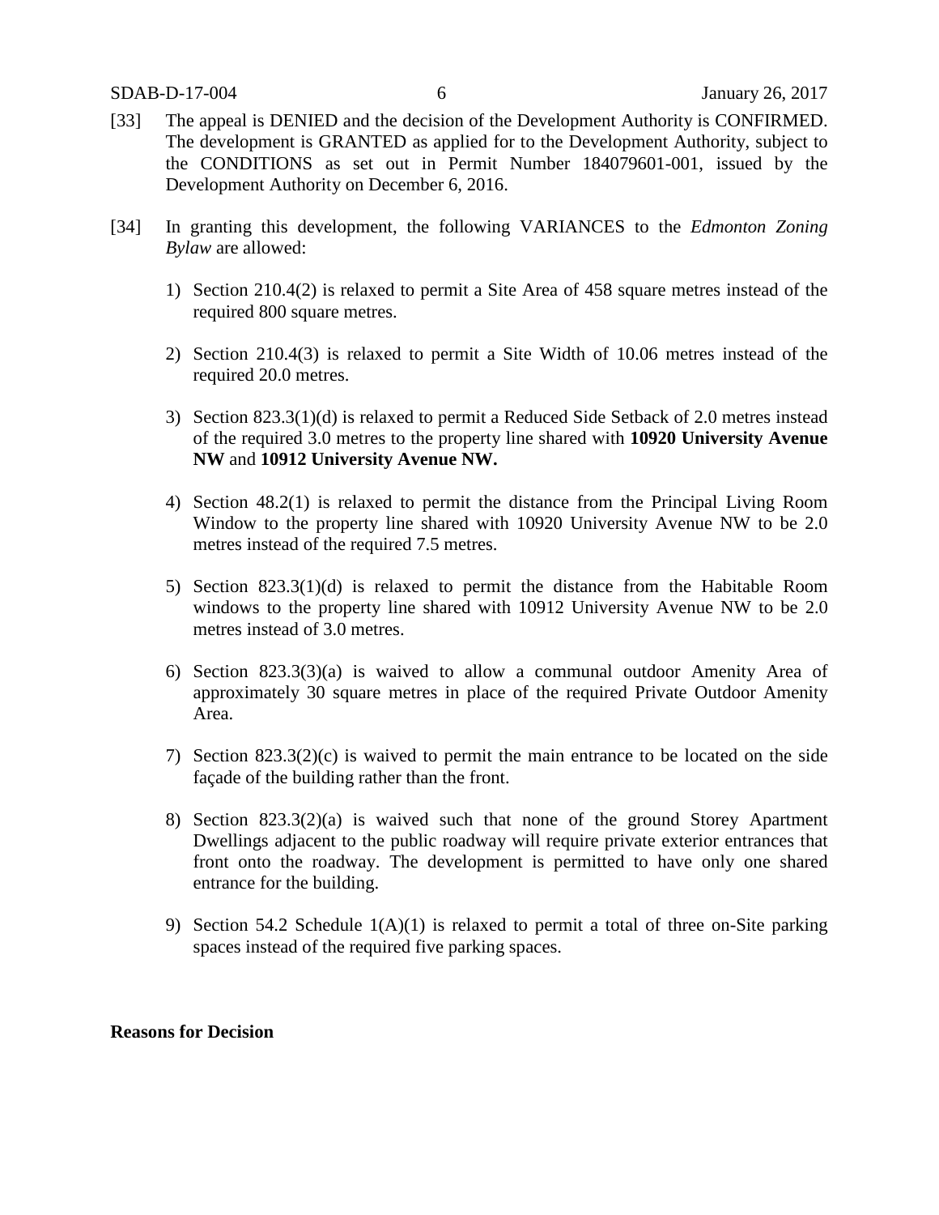[33] The appeal is DENIED and the decision of the Development Authority is CONFIRMED. The development is GRANTED as applied for to the Development Authority, subject to the CONDITIONS as set out in Permit Number 184079601-001, issued by the Development Authority on December 6, 2016.

[34] In granting this development, the following VARIANCES to the *Edmonton Zoning Bylaw* are allowed:

1) Section 210.4(2) is relaxed to permit a Site Area of 458 square metres instead of the required 800 square metres.

2) Section 210.4(3) is relaxed to permit a Site Width of 10.06 metres instead of the required 20.0 metres.

3) Section 823.3(1)(d) is relaxed to permit a Reduced Side Setback of 2.0 metres instead of the required 3.0 metres to the property line shared with **10920 University Avenue NW** and **10912 University Avenue NW.**

4) Section 48.2(1) is relaxed to permit the distance from the Principal Living Room Window to the property line shared with 10920 University Avenue NW to be 2.0 metres instead of the required 7.5 metres.

5) Section 823.3(1)(d) is relaxed to permit the distance from the Habitable Room windows to the property line shared with 10912 University Avenue NW to be 2.0 metres instead of 3.0 metres.

6) Section 823.3(3)(a) is waived to allow a communal outdoor Amenity Area of approximately 30 square metres in place of the required Private Outdoor Amenity Area.

7) Section 823.3(2)(c) is waived to permit the main entrance to be located on the side façade of the building rather than the front.

8) Section 823.3(2)(a) is waived such that none of the ground Storey Apartment Dwellings adjacent to the public roadway will require private exterior entrances that front onto the roadway. The development is permitted to have only one shared entrance for the building.

9) Section 54.2 Schedule 1(A)(1) is relaxed to permit a total of three on-Site parking spaces instead of the required five parking spaces.

**Reasons for Decision**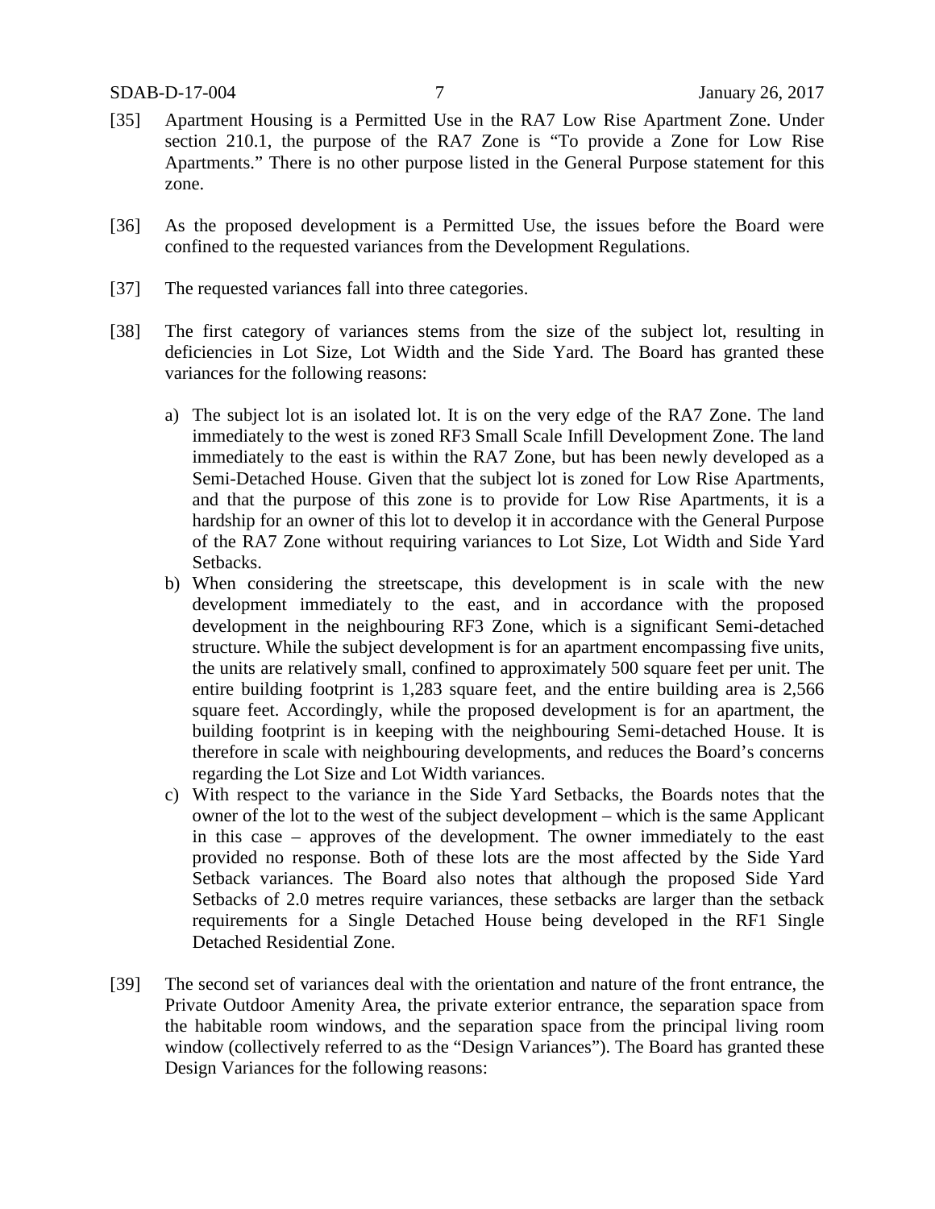[35] Apartment Housing is a Permitted Use in the RA7 Low Rise Apartment Zone. Under section 210.1, the purpose of the RA7 Zone is "To provide a Zone for Low Rise Apartments." There is no other purpose listed in the General Purpose statement for this zone.

[36] As the proposed development is a Permitted Use, the issues before the Board were confined to the requested variances from the Development Regulations.

[37] The requested variances fall into three categories.

[38] The first category of variances stems from the size of the subject lot, resulting in deficiencies in Lot Size, Lot Width and the Side Yard. The Board has granted these variances for the following reasons:

a) The subject lot is an isolated lot. It is on the very edge of the RA7 Zone. The land immediately to the west is zoned RF3 Small Scale Infill Development Zone. The land immediately to the east is within the RA7 Zone, but has been newly developed as a Semi-Detached House. Given that the subject lot is zoned for Low Rise Apartments, and that the purpose of this zone is to provide for Low Rise Apartments, it is a hardship for an owner of this lot to develop it in accordance with the General Purpose of the RA7 Zone without requiring variances to Lot Size, Lot Width and Side Yard Setbacks.

b) When considering the streetscape, this development is in scale with the new development immediately to the east, and in accordance with the proposed development in the neighbouring RF3 Zone, which is a significant Semi-detached structure. While the subject development is for an apartment encompassing five units, the units are relatively small, confined to approximately 500 square feet per unit. The entire building footprint is 1,283 square feet, and the entire building area is 2,566 square feet. Accordingly, while the proposed development is for an apartment, the building footprint is in keeping with the neighbouring Semi-detached House. It is therefore in scale with neighbouring developments, and reduces the Board's concerns regarding the Lot Size and Lot Width variances.

c) With respect to the variance in the Side Yard Setbacks, the Boards notes that the owner of the lot to the west of the subject development – which is the same Applicant in this case – approves of the development. The owner immediately to the east provided no response. Both of these lots are the most affected by the Side Yard Setback variances. The Board also notes that although the proposed Side Yard Setbacks of 2.0 metres require variances, these setbacks are larger than the setback requirements for a Single Detached House being developed in the RF1 Single Detached Residential Zone.

[39] The second set of variances deal with the orientation and nature of the front entrance, the Private Outdoor Amenity Area, the private exterior entrance, the separation space from the habitable room windows, and the separation space from the principal living room window (collectively referred to as the "Design Variances"). The Board has granted these Design Variances for the following reasons: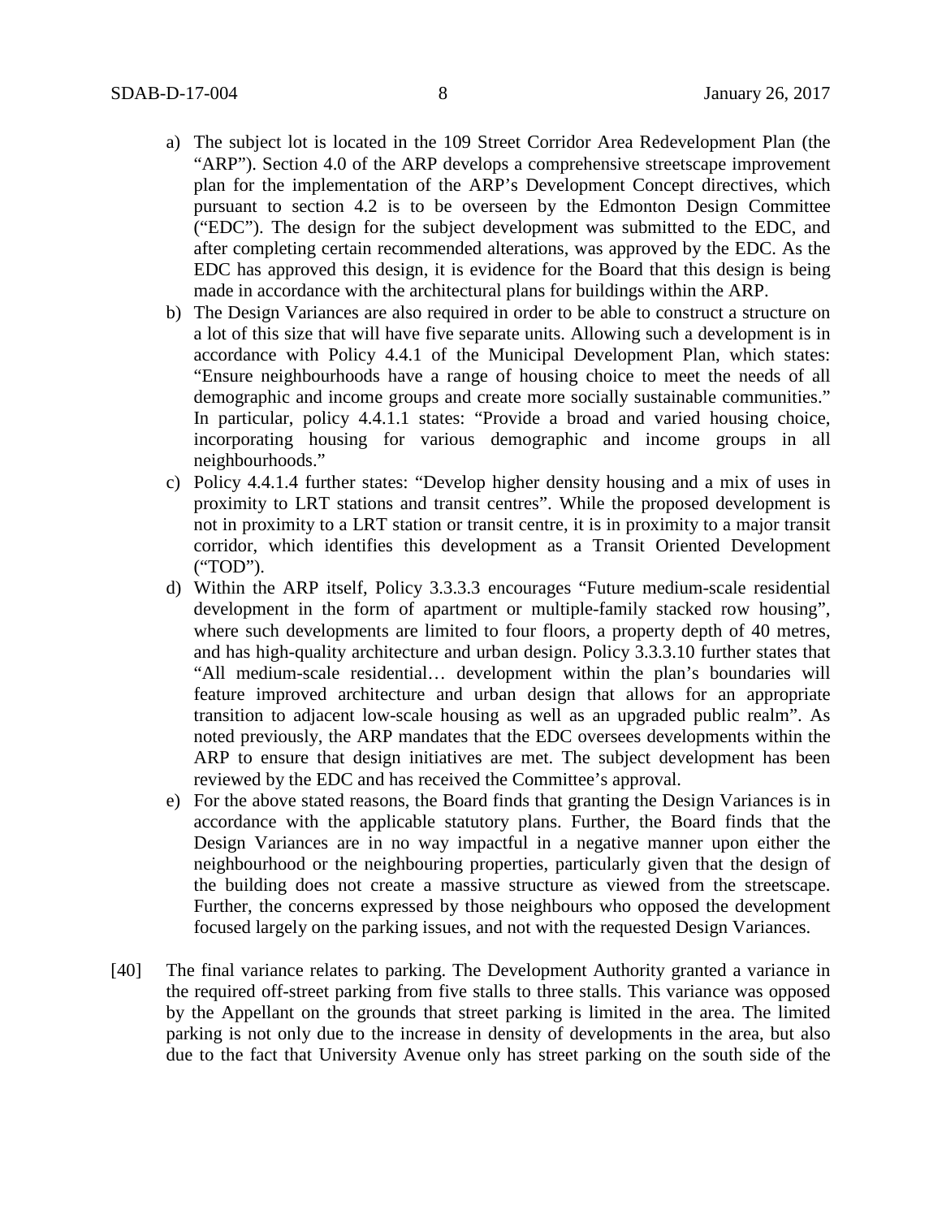a) The subject lot is located in the 109 Street Corridor Area Redevelopment Plan (the "ARP"). Section 4.0 of the ARP develops a comprehensive streetscape improvement plan for the implementation of the ARP's Development Concept directives, which pursuant to section 4.2 is to be overseen by the Edmonton Design Committee ("EDC"). The design for the subject development was submitted to the EDC, and after completing certain recommended alterations, was approved by the EDC. As the EDC has approved this design, it is evidence for the Board that this design is being made in accordance with the architectural plans for buildings within the ARP.

b) The Design Variances are also required in order to be able to construct a structure on a lot of this size that will have five separate units. Allowing such a development is in accordance with Policy 4.4.1 of the Municipal Development Plan, which states: "Ensure neighbourhoods have a range of housing choice to meet the needs of all demographic and income groups and create more socially sustainable communities." In particular, policy 4.4.1.1 states: "Provide a broad and varied housing choice, incorporating housing for various demographic and income groups in all neighbourhoods."

c) Policy 4.4.1.4 further states: "Develop higher density housing and a mix of uses in proximity to LRT stations and transit centres". While the proposed development is not in proximity to a LRT station or transit centre, it is in proximity to a major transit corridor, which identifies this development as a Transit Oriented Development ("TOD").

d) Within the ARP itself, Policy 3.3.3.3 encourages "Future medium-scale residential development in the form of apartment or multiple-family stacked row housing", where such developments are limited to four floors, a property depth of 40 metres, and has high-quality architecture and urban design. Policy 3.3.3.10 further states that "All medium-scale residential… development within the plan's boundaries will feature improved architecture and urban design that allows for an appropriate transition to adjacent low-scale housing as well as an upgraded public realm". As noted previously, the ARP mandates that the EDC oversees developments within the ARP to ensure that design initiatives are met. The subject development has been reviewed by the EDC and has received the Committee's approval.

e) For the above stated reasons, the Board finds that granting the Design Variances is in accordance with the applicable statutory plans. Further, the Board finds that the Design Variances are in no way impactful in a negative manner upon either the neighbourhood or the neighbouring properties, particularly given that the design of the building does not create a massive structure as viewed from the streetscape. Further, the concerns expressed by those neighbours who opposed the development focused largely on the parking issues, and not with the requested Design Variances.

[40] The final variance relates to parking. The Development Authority granted a variance in the required off-street parking from five stalls to three stalls. This variance was opposed by the Appellant on the grounds that street parking is limited in the area. The limited parking is not only due to the increase in density of developments in the area, but also due to the fact that University Avenue only has street parking on the south side of the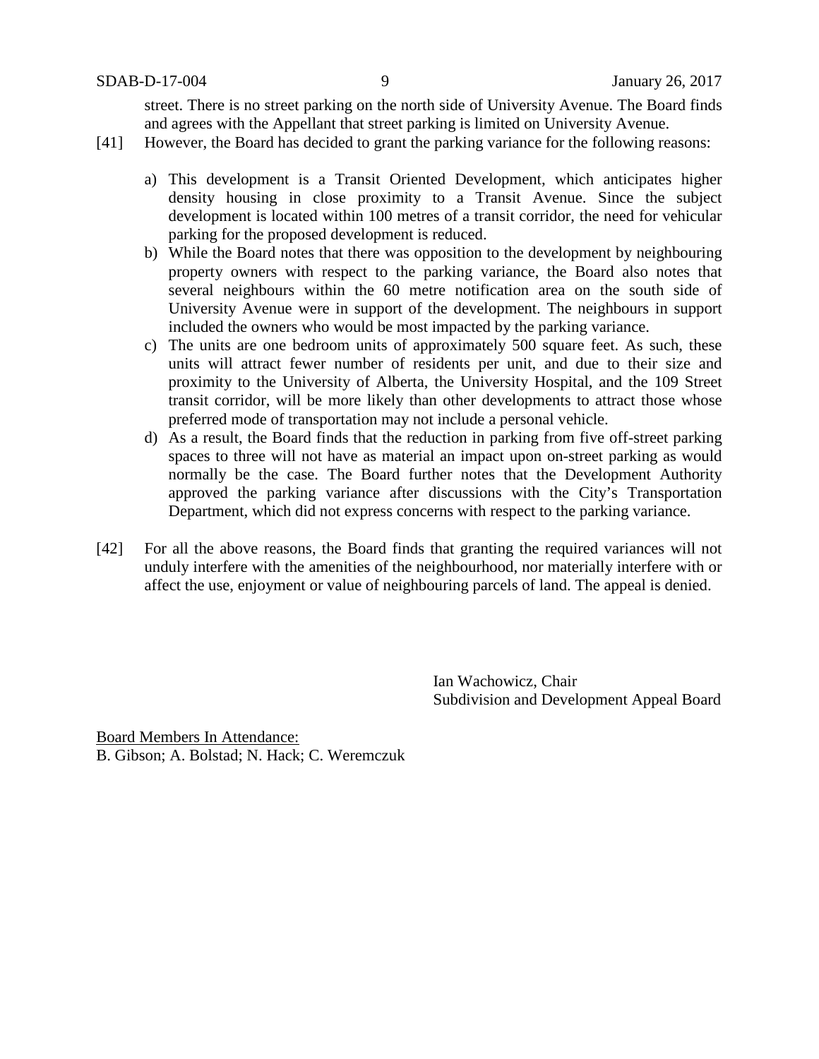street. There is no street parking on the north side of University Avenue. The Board finds and agrees with the Appellant that street parking is limited on University Avenue.

[41] However, the Board has decided to grant the parking variance for the following reasons:

a) This development is a Transit Oriented Development, which anticipates higher density housing in close proximity to a Transit Avenue. Since the subject development is located within 100 metres of a transit corridor, the need for vehicular parking for the proposed development is reduced.
b) While the Board notes that there was opposition to the development by neighbouring property owners with respect to the parking variance, the Board also notes that several neighbours within the 60 metre notification area on the south side of University Avenue were in support of the development. The neighbours in support included the owners who would be most impacted by the parking variance.
c) The units are one bedroom units of approximately 500 square feet. As such, these units will attract fewer number of residents per unit, and due to their size and proximity to the University of Alberta, the University Hospital, and the 109 Street transit corridor, will be more likely than other developments to attract those whose preferred mode of transportation may not include a personal vehicle.
d) As a result, the Board finds that the reduction in parking from five off-street parking spaces to three will not have as material an impact upon on-street parking as would normally be the case. The Board further notes that the Development Authority approved the parking variance after discussions with the City's Transportation Department, which did not express concerns with respect to the parking variance.

[42] For all the above reasons, the Board finds that granting the required variances will not unduly interfere with the amenities of the neighbourhood, nor materially interfere with or affect the use, enjoyment or value of neighbouring parcels of land. The appeal is denied.

Ian Wachowicz, Chair
Subdivision and Development Appeal Board

<u>Board Members In Attendance:</u>
B. Gibson; A. Bolstad; N. Hack; C. Weremczuk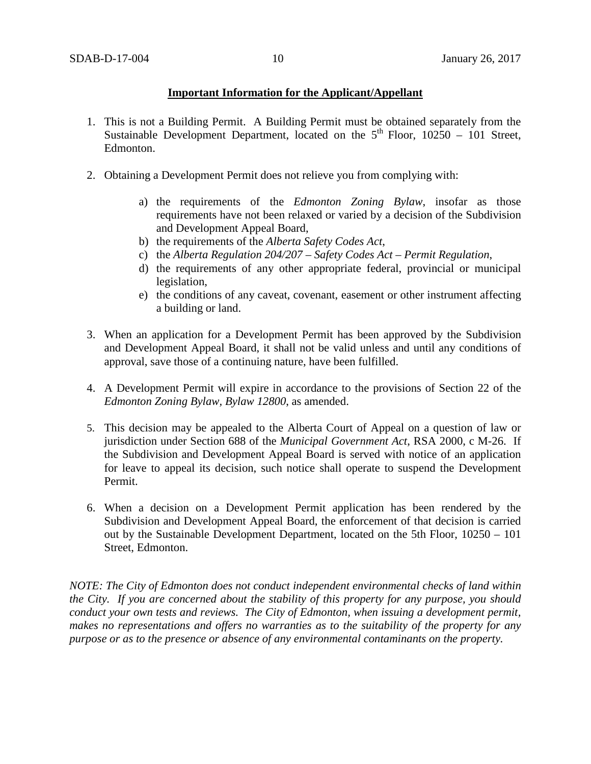**Important Information for the Applicant/Appellant**

1. This is not a Building Permit. A Building Permit must be obtained separately from the Sustainable Development Department, located on the 5th Floor, 10250 – 101 Street, Edmonton.

2. Obtaining a Development Permit does not relieve you from complying with:

    a) the requirements of the *Edmonton Zoning Bylaw*, insofar as those requirements have not been relaxed or varied by a decision of the Subdivision and Development Appeal Board,
    b) the requirements of the *Alberta Safety Codes Act*,
    c) the *Alberta Regulation 204/207 – Safety Codes Act – Permit Regulation*,
    d) the requirements of any other appropriate federal, provincial or municipal legislation,
    e) the conditions of any caveat, covenant, easement or other instrument affecting a building or land.

3. When an application for a Development Permit has been approved by the Subdivision and Development Appeal Board, it shall not be valid unless and until any conditions of approval, save those of a continuing nature, have been fulfilled.

4. A Development Permit will expire in accordance to the provisions of Section 22 of the *Edmonton Zoning Bylaw, Bylaw 12800*, as amended.

5. This decision may be appealed to the Alberta Court of Appeal on a question of law or jurisdiction under Section 688 of the *Municipal Government Act*, RSA 2000, c M-26. If the Subdivision and Development Appeal Board is served with notice of an application for leave to appeal its decision, such notice shall operate to suspend the Development Permit.

6. When a decision on a Development Permit application has been rendered by the Subdivision and Development Appeal Board, the enforcement of that decision is carried out by the Sustainable Development Department, located on the 5th Floor, 10250 – 101 Street, Edmonton.

*NOTE: The City of Edmonton does not conduct independent environmental checks of land within the City. If you are concerned about the stability of this property for any purpose, you should conduct your own tests and reviews. The City of Edmonton, when issuing a development permit, makes no representations and offers no warranties as to the suitability of the property for any purpose or as to the presence or absence of any environmental contaminants on the property.*